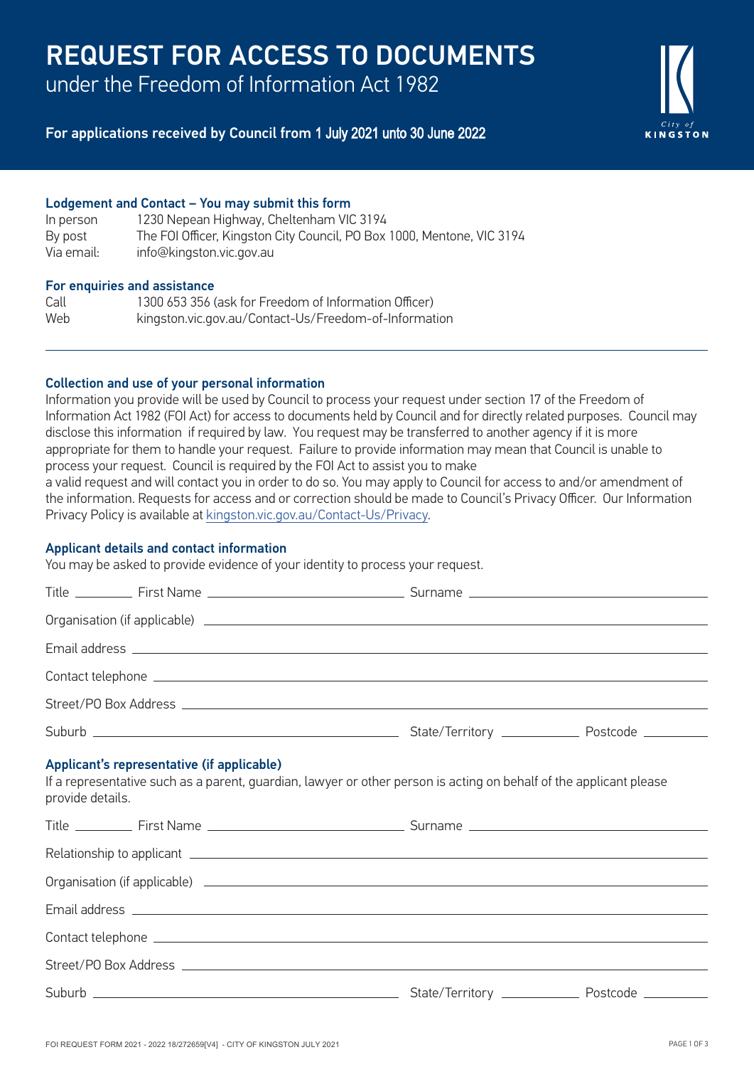# REQUEST FOR ACCESS TO DOCUMENTS

under the Freedom of Information Act 1982

**For applications received by Council from 1 July 2021 unto 30 June 2022**

City of KINGSTON

### Lodgement and Contact – You may submit this form

| | |
|---|---|
| In person | 1230 Nepean Highway, Cheltenham VIC 3194 |
| By post | The FOI Officer, Kingston City Council, PO Box 1000, Mentone, VIC 3194 |
| Via email: | info@kingston.vic.gov.au |

### For enquiries and assistance

| | |
|---|---|
| Call | 1300 653 356 (ask for Freedom of Information Officer) |
| Web | kingston.vic.gov.au/Contact-Us/Freedom-of-Information |

---

### Collection and use of your personal information

Information you provide will be used by Council to process your request under section 17 of the Freedom of Information Act 1982 (FOI Act) for access to documents held by Council and for directly related purposes. Council may disclose this information if required by law. You request may be transferred to another agency if it is more appropriate for them to handle your request. Failure to provide information may mean that Council is unable to process your request. Council is required by the FOI Act to assist you to make
a valid request and will contact you in order to do so. You may apply to Council for access to and/or amendment of the information. Requests for access and or correction should be made to Council's Privacy Officer. Our Information Privacy Policy is available at kingston.vic.gov.au/Contact-Us/Privacy.

### Applicant details and contact information

You may be asked to provide evidence of your identity to process your request.

Title ________ First Name ____________________________ Surname ____________________________

Organisation (if applicable) ______________________________________________________________

Email address ___________________________________________________________________________

Contact telephone _______________________________________________________________________

Street/PO Box Address ___________________________________________________________________

Suburb ____________________________________ State/Territory ___________ Postcode _________

### Applicant's representative (if applicable)

If a representative such as a parent, guardian, lawyer or other person is acting on behalf of the applicant please provide details.

Title ________ First Name ____________________________ Surname ____________________________

Relationship to applicant _______________________________________________________________

Organisation (if applicable) ______________________________________________________________

Email address ___________________________________________________________________________

Contact telephone _______________________________________________________________________

Street/PO Box Address ___________________________________________________________________

Suburb ____________________________________ State/Territory ___________ Postcode _________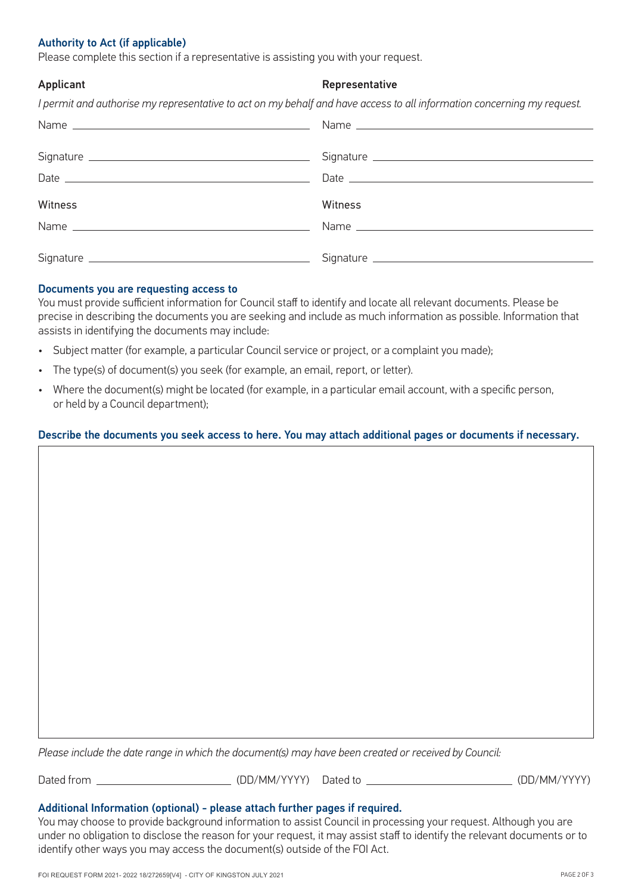### Authority to Act (if applicable)

Please complete this section if a representative is assisting you with your request.

| Applicant | Representative |
| --- | --- |
| *I permit and authorise my representative to act on my behalf and have access to all information concerning my request.* | |
| Name ______________________ | Name ______________________ |
| Signature ______________________ | Signature ______________________ |
| Date ______________________ | Date ______________________ |
| **Witness** | **Witness** |
| Name ______________________ | Name ______________________ |
| Signature ______________________ | Signature ______________________ |

### Documents you are requesting access to

You must provide sufficient information for Council staff to identify and locate all relevant documents. Please be precise in describing the documents you are seeking and include as much information as possible. Information that assists in identifying the documents may include:

- Subject matter (for example, a particular Council service or project, or a complaint you made);
- The type(s) of document(s) you seek (for example, an email, report, or letter).
- Where the document(s) might be located (for example, in a particular email account, with a specific person, or held by a Council department);

### Describe the documents you seek access to here. You may attach additional pages or documents if necessary.

*Please include the date range in which the document(s) may have been created or received by Council:*

Dated from ______________________ (DD/MM/YYYY) Dated to ______________________ (DD/MM/YYYY)

### Additional Information (optional) - please attach further pages if required.

You may choose to provide background information to assist Council in processing your request. Although you are under no obligation to disclose the reason for your request, it may assist staff to identify the relevant documents or to identify other ways you may access the document(s) outside of the FOI Act.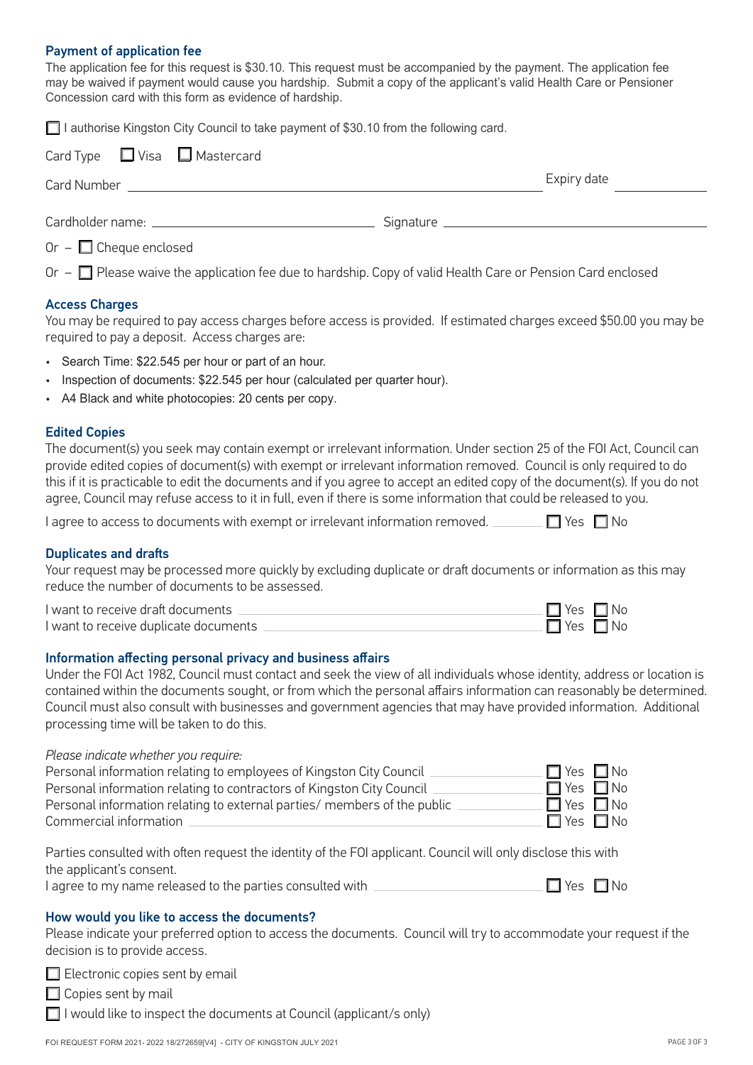## Payment of application fee

The application fee for this request is $30.10. This request must be accompanied by the payment. The application fee may be waived if payment would cause you hardship. Submit a copy of the applicant's valid Health Care or Pensioner Concession card with this form as evidence of hardship.

☐ I authorise Kingston City Council to take payment of $30.10 from the following card.

Card Type ☐ Visa ☐ Mastercard

Card Number \_\_\_\_\_\_\_\_\_\_\_\_\_\_\_\_\_\_\_\_\_\_\_\_\_\_\_\_\_\_\_\_ Expiry date \_\_\_\_\_\_\_\_\_\_

Cardholder name: \_\_\_\_\_\_\_\_\_\_\_\_\_\_\_\_\_\_\_\_ Signature \_\_\_\_\_\_\_\_\_\_\_\_\_\_\_\_\_\_\_\_

Or – ☐ Cheque enclosed

Or – ☐ Please waive the application fee due to hardship. Copy of valid Health Care or Pension Card enclosed

## Access Charges

You may be required to pay access charges before access is provided. If estimated charges exceed $50.00 you may be required to pay a deposit. Access charges are:

- Search Time: $22.545 per hour or part of an hour.
- Inspection of documents: $22.545 per hour (calculated per quarter hour).
- A4 Black and white photocopies: 20 cents per copy.

## Edited Copies

The document(s) you seek may contain exempt or irrelevant information. Under section 25 of the FOI Act, Council can provide edited copies of document(s) with exempt or irrelevant information removed. Council is only required to do this if it is practicable to edit the documents and if you agree to accept an edited copy of the document(s). If you do not agree, Council may refuse access to it in full, even if there is some information that could be released to you.

I agree to access to documents with exempt or irrelevant information removed. ☐ Yes ☐ No

## Duplicates and drafts

Your request may be processed more quickly by excluding duplicate or draft documents or information as this may reduce the number of documents to be assessed.

I want to receive draft documents ☐ Yes ☐ No

I want to receive duplicate documents ☐ Yes ☐ No

## Information affecting personal privacy and business affairs

Under the FOI Act 1982, Council must contact and seek the view of all individuals whose identity, address or location is contained within the documents sought, or from which the personal affairs information can reasonably be determined. Council must also consult with businesses and government agencies that may have provided information. Additional processing time will be taken to do this.

*Please indicate whether you require:*

Personal information relating to employees of Kingston City Council ☐ Yes ☐ No

Personal information relating to contractors of Kingston City Council ☐ Yes ☐ No

Personal information relating to external parties/ members of the public ☐ Yes ☐ No

Commercial information ☐ Yes ☐ No

Parties consulted with often request the identity of the FOI applicant. Council will only disclose this with the applicant's consent.

I agree to my name released to the parties consulted with ☐ Yes ☐ No

## How would you like to access the documents?

Please indicate your preferred option to access the documents. Council will try to accommodate your request if the decision is to provide access.

☐ Electronic copies sent by email

☐ Copies sent by mail

☐ I would like to inspect the documents at Council (applicant/s only)